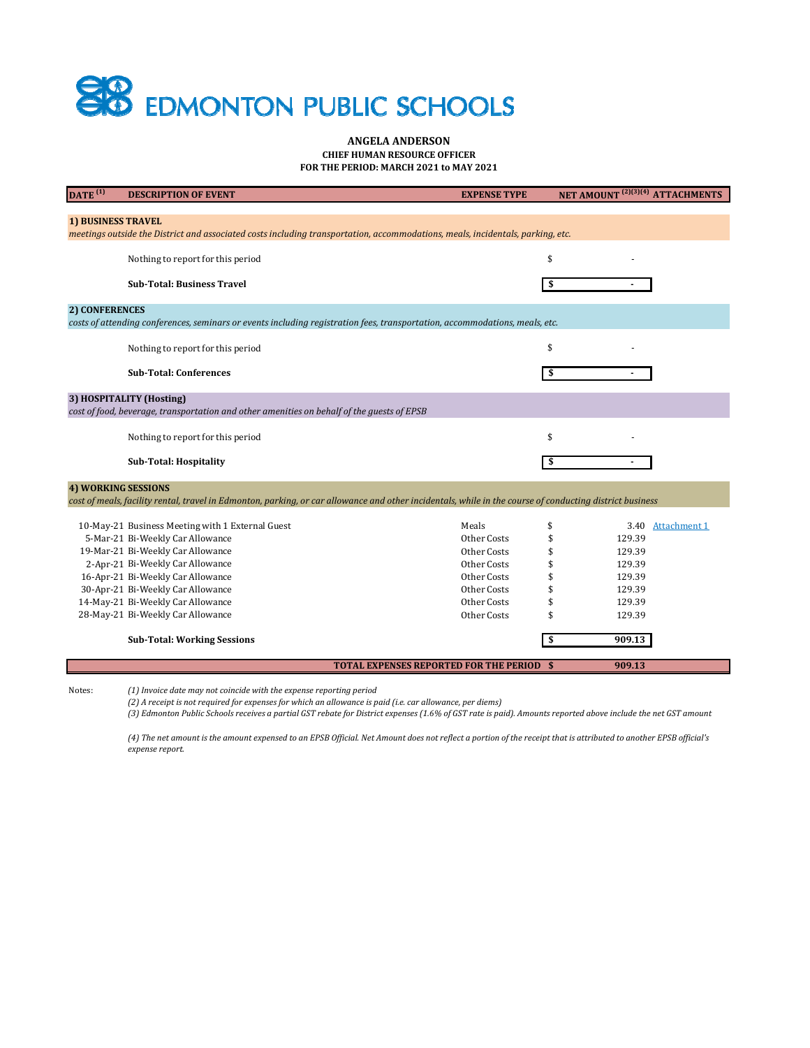# EDMONTON PUBLIC SCHOOLS

**ANGELA ANDERSON**
**CHIEF HUMAN RESOURCE OFFICER**
**FOR THE PERIOD: MARCH 2021 to MAY 2021**

| DATE [1] | DESCRIPTION OF EVENT | EXPENSE TYPE | NET AMOUNT [2][3][4] | ATTACHMENTS |
|---|---|---|---|---|
| **1) BUSINESS TRAVEL** | | | | |
| *meetings outside the District and associated costs including transportation, accommodations, meals, incidentals, parking, etc.* | | | | |
| | Nothing to report for this period | | $ - | |
| | **Sub-Total: Business Travel** | | **$ -** | |
| **2) CONFERENCES** | | | | |
| *costs of attending conferences, seminars or events including registration fees, transportation, accommodations, meals, etc.* | | | | |
| | Nothing to report for this period | | $ - | |
| | **Sub-Total: Conferences** | | **$ -** | |
| **3) HOSPITALITY (Hosting)** | | | | |
| *cost of food, beverage, transportation and other amenities on behalf of the guests of EPSB* | | | | |
| | Nothing to report for this period | | $ - | |
| | **Sub-Total: Hospitality** | | **$ -** | |
| **4) WORKING SESSIONS** | | | | |
| *cost of meals, facility rental, travel in Edmonton, parking, or car allowance and other incidentals, while in the course of conducting district business* | | | | |
| 10-May-21 | Business Meeting with 1 External Guest | Meals | $ 3.40 | Attachment 1 |
| 5-Mar-21 | Bi-Weekly Car Allowance | Other Costs | $ 129.39 | |
| 19-Mar-21 | Bi-Weekly Car Allowance | Other Costs | $ 129.39 | |
| 2-Apr-21 | Bi-Weekly Car Allowance | Other Costs | $ 129.39 | |
| 16-Apr-21 | Bi-Weekly Car Allowance | Other Costs | $ 129.39 | |
| 30-Apr-21 | Bi-Weekly Car Allowance | Other Costs | $ 129.39 | |
| 14-May-21 | Bi-Weekly Car Allowance | Other Costs | $ 129.39 | |
| 28-May-21 | Bi-Weekly Car Allowance | Other Costs | $ 129.39 | |
| | **Sub-Total: Working Sessions** | | **$ 909.13** | |
| | **TOTAL EXPENSES REPORTED FOR THE PERIOD** | | **$ 909.13** | |

Notes:

*(1) Invoice date may not coincide with the expense reporting period*

*(2) A receipt is not required for expenses for which an allowance is paid (i.e. car allowance, per diems)*

*(3) Edmonton Public Schools receives a partial GST rebate for District expenses (1.6% of GST rate is paid). Amounts reported above include the net GST amount*

*(4) The net amount is the amount expensed to an EPSB Official. Net Amount does not reflect a portion of the receipt that is attributed to another EPSB official's expense report.*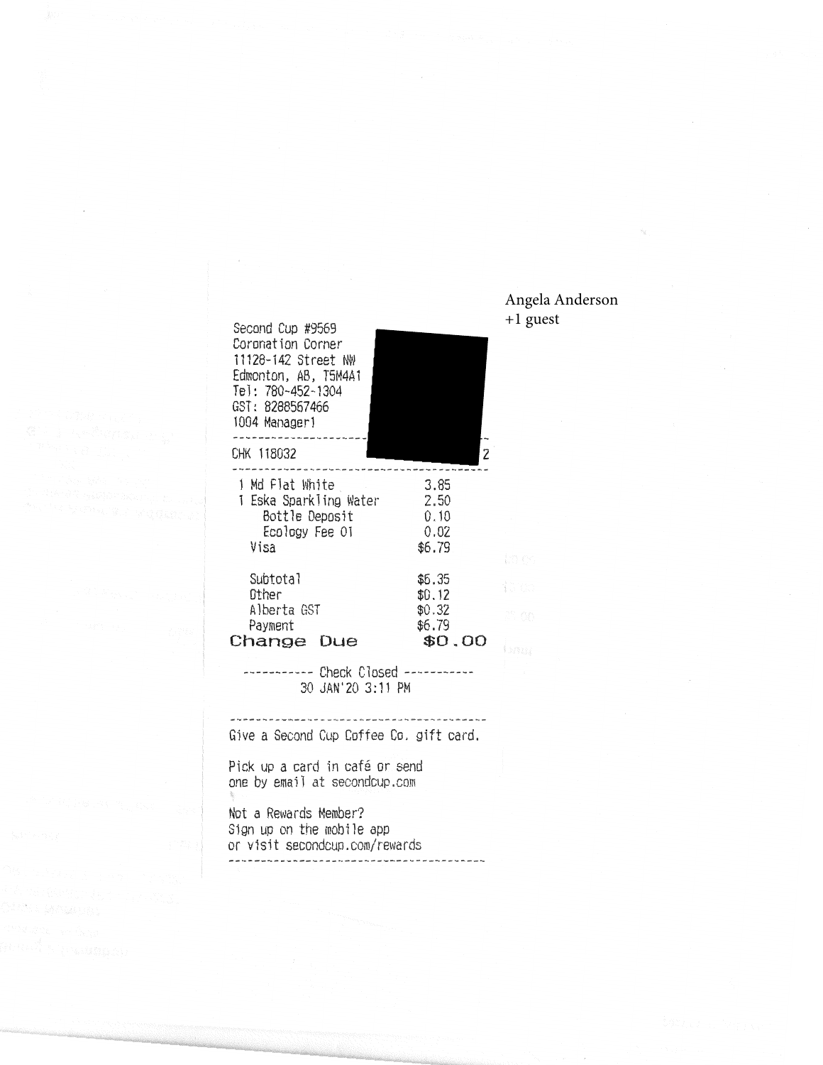Angela Anderson
+1 guest

Second Cup #9569
Coronation Corner
11128-142 Street NW
Edmonton, AB, T5M4A1
Tel: 780-452-1304
GST: 8288567466
1004 Manager1

CHK 118032 2

| | |
|---|---|
| 1 Md Flat White | 3.85 |
| 1 Eska Sparkling Water | 2.50 |
| Bottle Deposit | 0.10 |
| Ecology Fee 01 | 0.02 |
| Visa | $6.79 |
| Subtotal | $6.35 |
| Other | $0.12 |
| Alberta GST | $0.32 |
| Payment | $6.79 |
| **Change Due** | **$0.00** |

----------- Check Closed -----------
30 JAN'20 3:11 PM

Give a Second Cup Coffee Co. gift card.

Pick up a card in café or send
one by email at secondcup.com

Not a Rewards Member?
Sign up on the mobile app
or visit secondcup.com/rewards